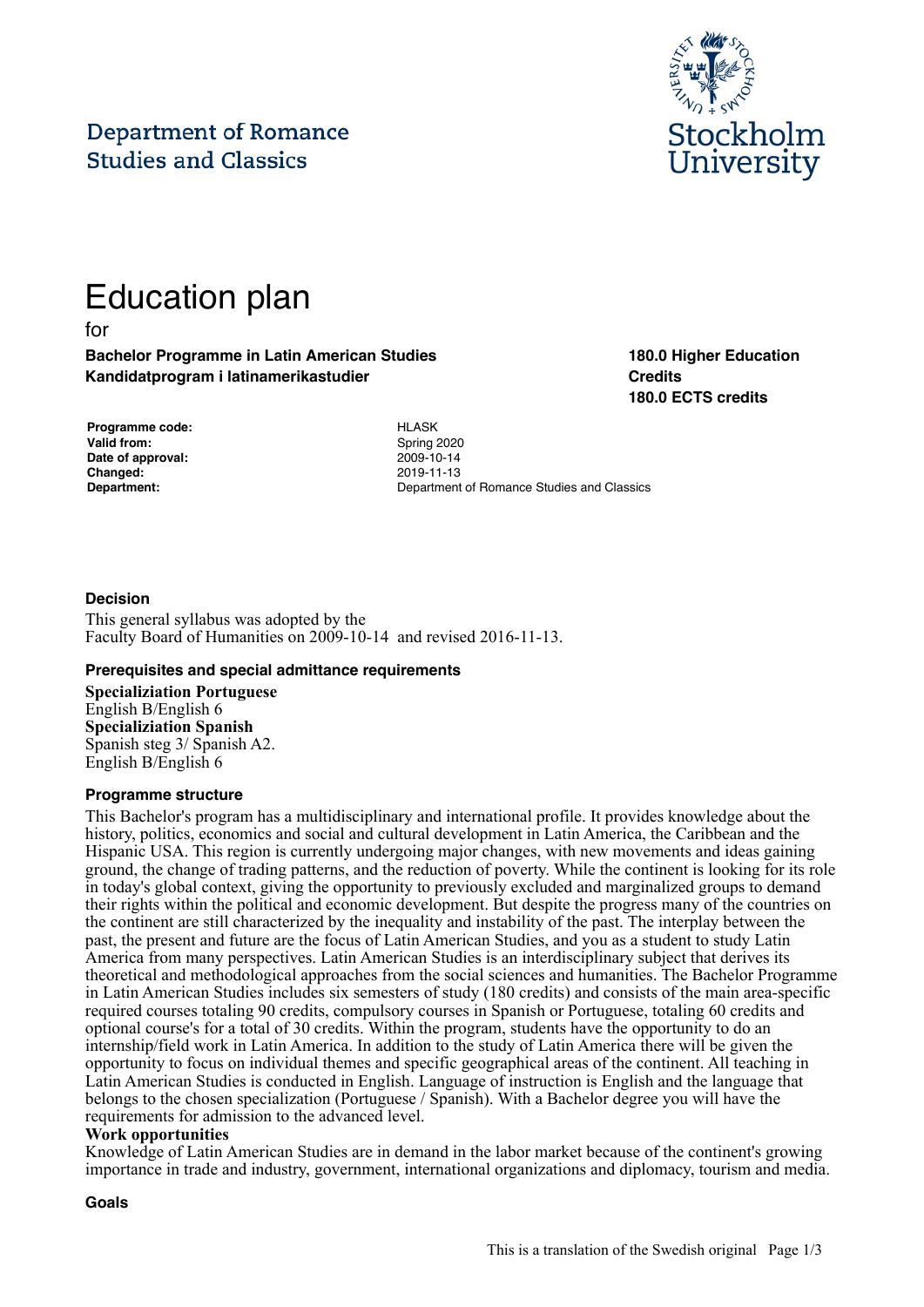Department of Romance Studies and Classics

Stockholm University

# Education plan

for

**Bachelor Programme in Latin American Studies**
**Kandidatprogram i latinamerikastudier**

**180.0 Higher Education Credits**
**180.0 ECTS credits**

| | |
|---|---|
| **Programme code:** | HLASK |
| **Valid from:** | Spring 2020 |
| **Date of approval:** | 2009-10-14 |
| **Changed:** | 2019-11-13 |
| **Department:** | Department of Romance Studies and Classics |

### Decision

This general syllabus was adopted by the Faculty Board of Humanities on 2009-10-14 and revised 2016-11-13.

### Prerequisites and special admittance requirements

**Specializiation Portuguese**
English B/English 6
**Specializiation Spanish**
Spanish steg 3/ Spanish A2.
English B/English 6

### Programme structure

This Bachelor's program has a multidisciplinary and international profile. It provides knowledge about the history, politics, economics and social and cultural development in Latin America, the Caribbean and the Hispanic USA. This region is currently undergoing major changes, with new movements and ideas gaining ground, the change of trading patterns, and the reduction of poverty. While the continent is looking for its role in today's global context, giving the opportunity to previously excluded and marginalized groups to demand their rights within the political and economic development. But despite the progress many of the countries on the continent are still characterized by the inequality and instability of the past. The interplay between the past, the present and future are the focus of Latin American Studies, and you as a student to study Latin America from many perspectives. Latin American Studies is an interdisciplinary subject that derives its theoretical and methodological approaches from the social sciences and humanities. The Bachelor Programme in Latin American Studies includes six semesters of study (180 credits) and consists of the main area-specific required courses totaling 90 credits, compulsory courses in Spanish or Portuguese, totaling 60 credits and optional course's for a total of 30 credits. Within the program, students have the opportunity to do an internship/field work in Latin America. In addition to the study of Latin America there will be given the opportunity to focus on individual themes and specific geographical areas of the continent. All teaching in Latin American Studies is conducted in English. Language of instruction is English and the language that belongs to the chosen specialization (Portuguese / Spanish). With a Bachelor degree you will have the requirements for admission to the advanced level.

**Work opportunities**
Knowledge of Latin American Studies are in demand in the labor market because of the continent's growing importance in trade and industry, government, international organizations and diplomacy, tourism and media.

### Goals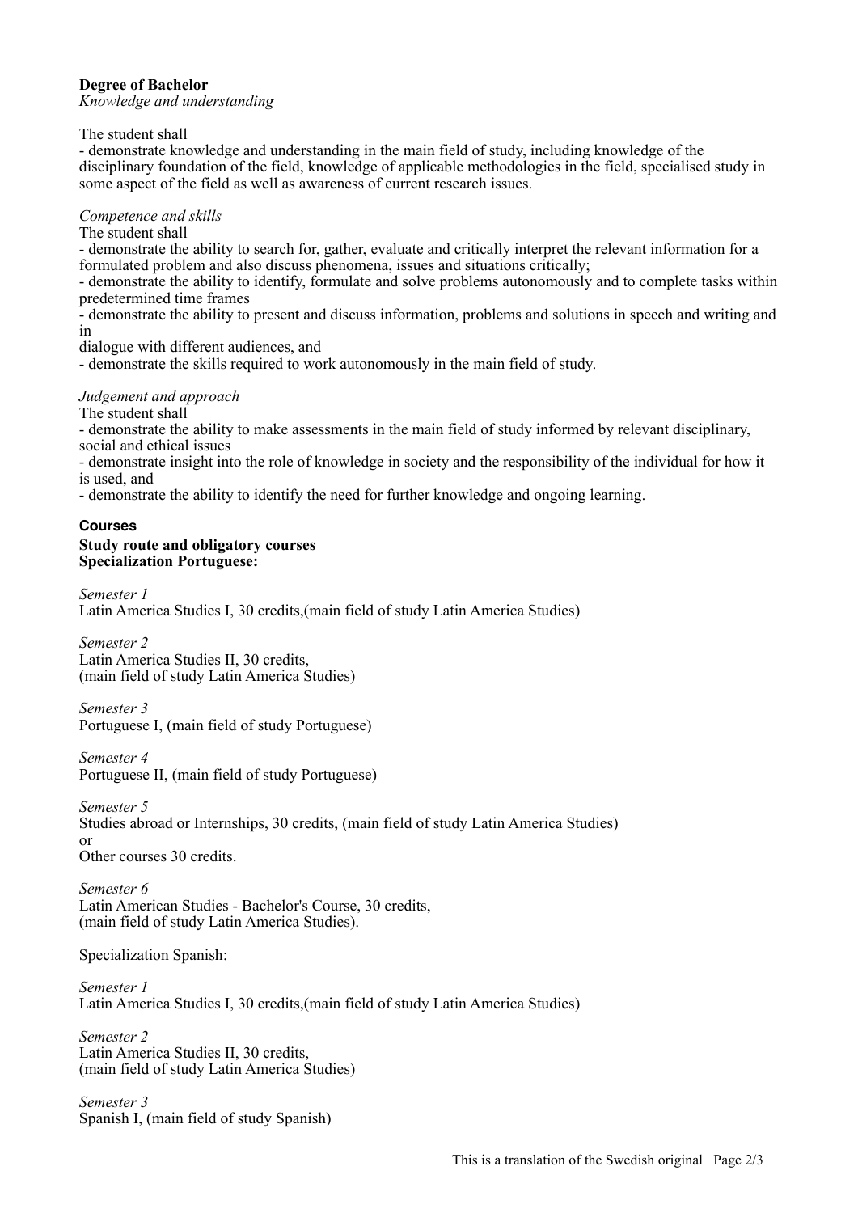**Degree of Bachelor**

*Knowledge and understanding*

The student shall

- demonstrate knowledge and understanding in the main field of study, including knowledge of the disciplinary foundation of the field, knowledge of applicable methodologies in the field, specialised study in some aspect of the field as well as awareness of current research issues.

*Competence and skills*

The student shall

- demonstrate the ability to search for, gather, evaluate and critically interpret the relevant information for a formulated problem and also discuss phenomena, issues and situations critically;
- demonstrate the ability to identify, formulate and solve problems autonomously and to complete tasks within predetermined time frames
- demonstrate the ability to present and discuss information, problems and solutions in speech and writing and in dialogue with different audiences, and
- demonstrate the skills required to work autonomously in the main field of study.

*Judgement and approach*

The student shall

- demonstrate the ability to make assessments in the main field of study informed by relevant disciplinary, social and ethical issues
- demonstrate insight into the role of knowledge in society and the responsibility of the individual for how it is used, and
- demonstrate the ability to identify the need for further knowledge and ongoing learning.

## Courses

**Study route and obligatory courses**

**Specialization Portuguese:**

*Semester 1*

Latin America Studies I, 30 credits,(main field of study Latin America Studies)

*Semester 2*

Latin America Studies II, 30 credits, (main field of study Latin America Studies)

*Semester 3*

Portuguese I, (main field of study Portuguese)

*Semester 4*

Portuguese II, (main field of study Portuguese)

*Semester 5*

Studies abroad or Internships, 30 credits, (main field of study Latin America Studies)
or
Other courses 30 credits.

*Semester 6*

Latin American Studies - Bachelor's Course, 30 credits, (main field of study Latin America Studies).

Specialization Spanish:

*Semester 1*

Latin America Studies I, 30 credits,(main field of study Latin America Studies)

*Semester 2*

Latin America Studies II, 30 credits, (main field of study Latin America Studies)

*Semester 3*

Spanish I, (main field of study Spanish)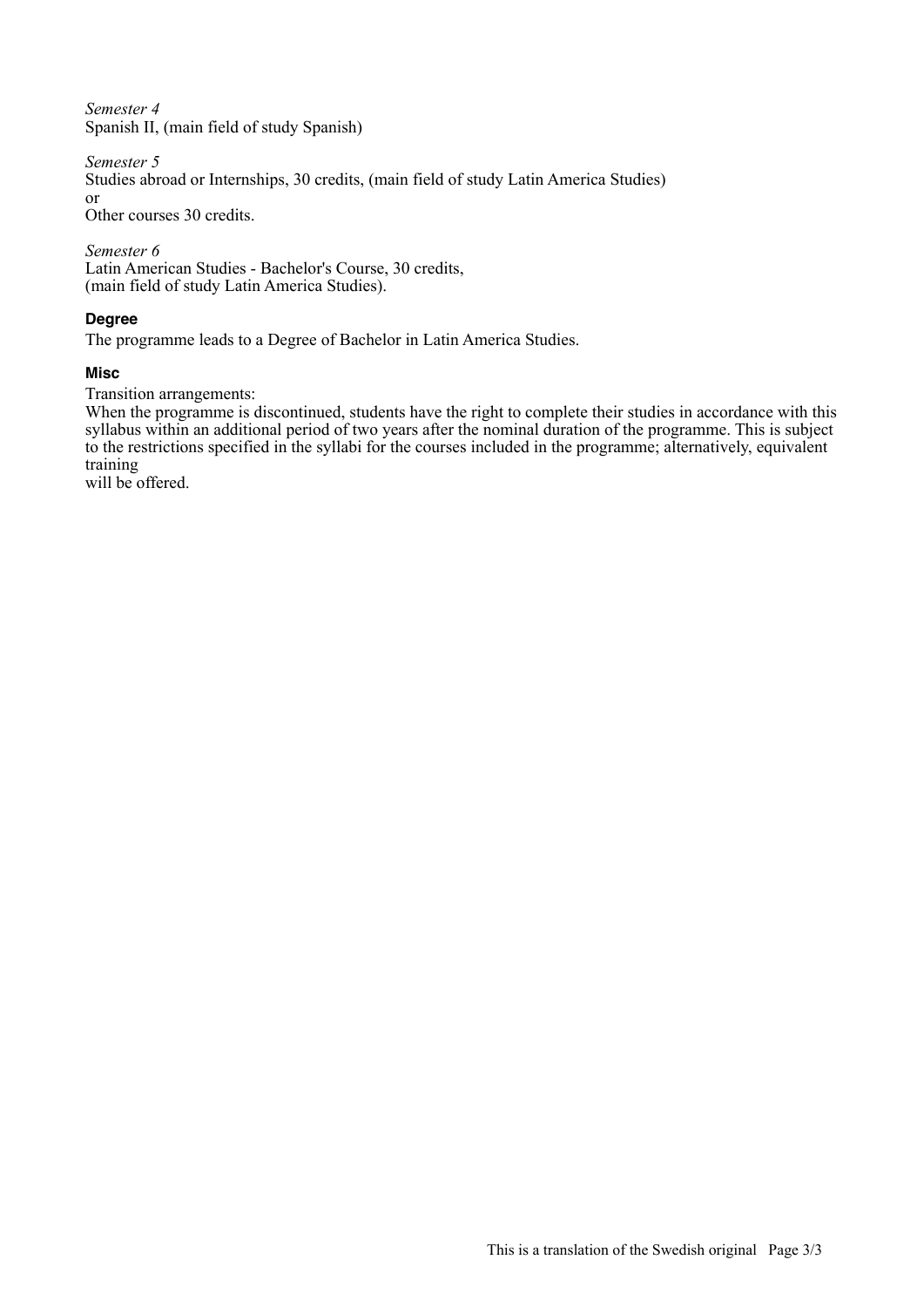*Semester 4*
Spanish II, (main field of study Spanish)

*Semester 5*
Studies abroad or Internships, 30 credits, (main field of study Latin America Studies)
or
Other courses 30 credits.

*Semester 6*
Latin American Studies - Bachelor's Course, 30 credits,
(main field of study Latin America Studies).

### Degree

The programme leads to a Degree of Bachelor in Latin America Studies.

### Misc

Transition arrangements:
When the programme is discontinued, students have the right to complete their studies in accordance with this syllabus within an additional period of two years after the nominal duration of the programme. This is subject to the restrictions specified in the syllabi for the courses included in the programme; alternatively, equivalent training will be offered.

This is a translation of the Swedish original